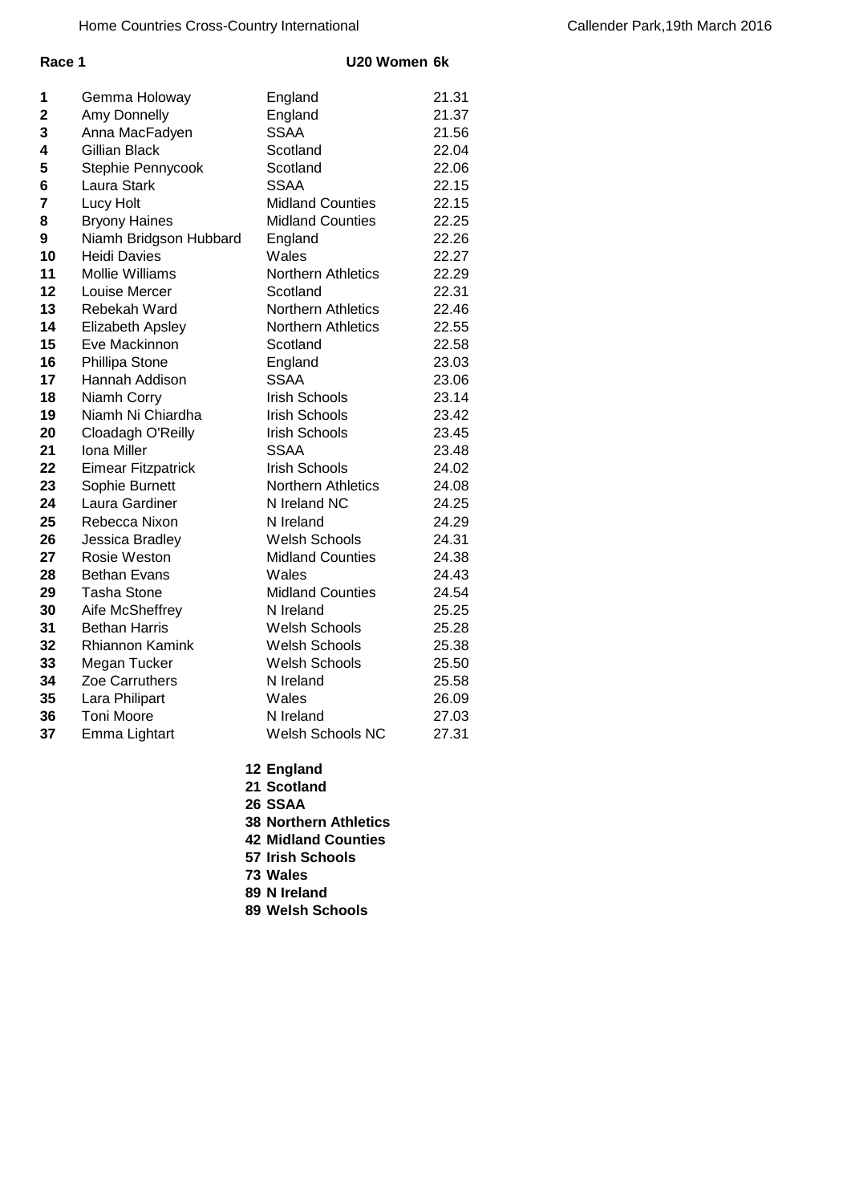Home Countries Cross-Country International

Callender Park,19th March 2016

**Race 1** **U20 Women 6k**

| | | | |
|---|---|---|---|
| **1** | Gemma Holoway | England | 21.31 |
| **2** | Amy Donnelly | England | 21.37 |
| **3** | Anna MacFadyen | SSAA | 21.56 |
| **4** | Gillian Black | Scotland | 22.04 |
| **5** | Stephie Pennycook | Scotland | 22.06 |
| **6** | Laura Stark | SSAA | 22.15 |
| **7** | Lucy Holt | Midland Counties | 22.15 |
| **8** | Bryony Haines | Midland Counties | 22.25 |
| **9** | Niamh Bridgson Hubbard | England | 22.26 |
| **10** | Heidi Davies | Wales | 22.27 |
| **11** | Mollie Williams | Northern Athletics | 22.29 |
| **12** | Louise Mercer | Scotland | 22.31 |
| **13** | Rebekah Ward | Northern Athletics | 22.46 |
| **14** | Elizabeth Apsley | Northern Athletics | 22.55 |
| **15** | Eve Mackinnon | Scotland | 22.58 |
| **16** | Phillipa Stone | England | 23.03 |
| **17** | Hannah Addison | SSAA | 23.06 |
| **18** | Niamh Corry | Irish Schools | 23.14 |
| **19** | Niamh Ni Chiardha | Irish Schools | 23.42 |
| **20** | Cloadagh O'Reilly | Irish Schools | 23.45 |
| **21** | Iona Miller | SSAA | 23.48 |
| **22** | Eimear Fitzpatrick | Irish Schools | 24.02 |
| **23** | Sophie Burnett | Northern Athletics | 24.08 |
| **24** | Laura Gardiner | N Ireland NC | 24.25 |
| **25** | Rebecca Nixon | N Ireland | 24.29 |
| **26** | Jessica Bradley | Welsh Schools | 24.31 |
| **27** | Rosie Weston | Midland Counties | 24.38 |
| **28** | Bethan Evans | Wales | 24.43 |
| **29** | Tasha Stone | Midland Counties | 24.54 |
| **30** | Aife McSheffrey | N Ireland | 25.25 |
| **31** | Bethan Harris | Welsh Schools | 25.28 |
| **32** | Rhiannon Kamink | Welsh Schools | 25.38 |
| **33** | Megan Tucker | Welsh Schools | 25.50 |
| **34** | Zoe Carruthers | N Ireland | 25.58 |
| **35** | Lara Philipart | Wales | 26.09 |
| **36** | Toni Moore | N Ireland | 27.03 |
| **37** | Emma Lightart | Welsh Schools NC | 27.31 |

**12 England**
**21 Scotland**
**26 SSAA**
**38 Northern Athletics**
**42 Midland Counties**
**57 Irish Schools**
**73 Wales**
**89 N Ireland**
**89 Welsh Schools**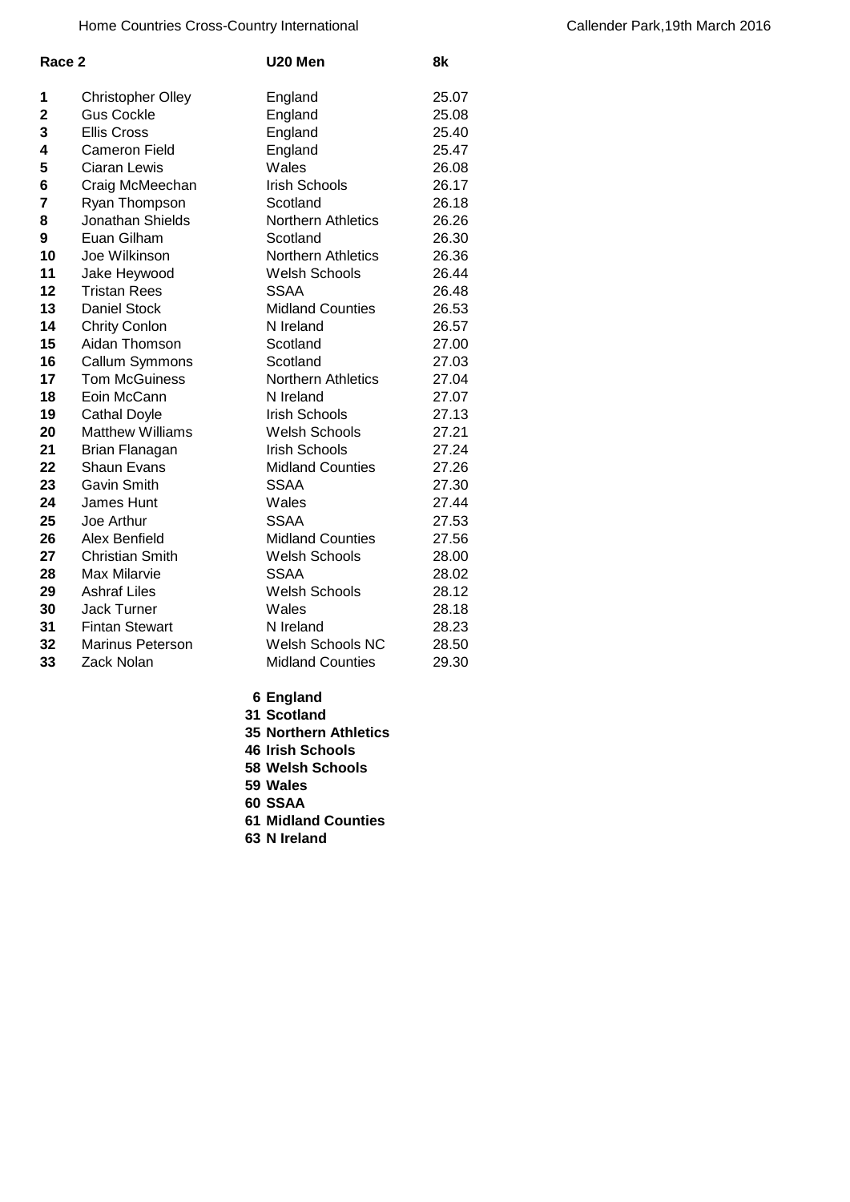| Race 2 | | U20 Men | 8k |
|---|---|---|---|
| 1 | Christopher Olley | England | 25.07 |
| 2 | Gus Cockle | England | 25.08 |
| 3 | Ellis Cross | England | 25.40 |
| 4 | Cameron Field | England | 25.47 |
| 5 | Ciaran Lewis | Wales | 26.08 |
| 6 | Craig McMeechan | Irish Schools | 26.17 |
| 7 | Ryan Thompson | Scotland | 26.18 |
| 8 | Jonathan Shields | Northern Athletics | 26.26 |
| 9 | Euan Gilham | Scotland | 26.30 |
| 10 | Joe Wilkinson | Northern Athletics | 26.36 |
| 11 | Jake Heywood | Welsh Schools | 26.44 |
| 12 | Tristan Rees | SSAA | 26.48 |
| 13 | Daniel Stock | Midland Counties | 26.53 |
| 14 | Chrity Conlon | N Ireland | 26.57 |
| 15 | Aidan Thomson | Scotland | 27.00 |
| 16 | Callum Symmons | Scotland | 27.03 |
| 17 | Tom McGuiness | Northern Athletics | 27.04 |
| 18 | Eoin McCann | N Ireland | 27.07 |
| 19 | Cathal Doyle | Irish Schools | 27.13 |
| 20 | Matthew Williams | Welsh Schools | 27.21 |
| 21 | Brian Flanagan | Irish Schools | 27.24 |
| 22 | Shaun Evans | Midland Counties | 27.26 |
| 23 | Gavin Smith | SSAA | 27.30 |
| 24 | James Hunt | Wales | 27.44 |
| 25 | Joe Arthur | SSAA | 27.53 |
| 26 | Alex Benfield | Midland Counties | 27.56 |
| 27 | Christian Smith | Welsh Schools | 28.00 |
| 28 | Max Milarvie | SSAA | 28.02 |
| 29 | Ashraf Liles | Welsh Schools | 28.12 |
| 30 | Jack Turner | Wales | 28.18 |
| 31 | Fintan Stewart | N Ireland | 28.23 |
| 32 | Marinus Peterson | Welsh Schools NC | 28.50 |
| 33 | Zack Nolan | Midland Counties | 29.30 |

**6 England**
**31 Scotland**
**35 Northern Athletics**
**46 Irish Schools**
**58 Welsh Schools**
**59 Wales**
**60 SSAA**
**61 Midland Counties**
**63 N Ireland**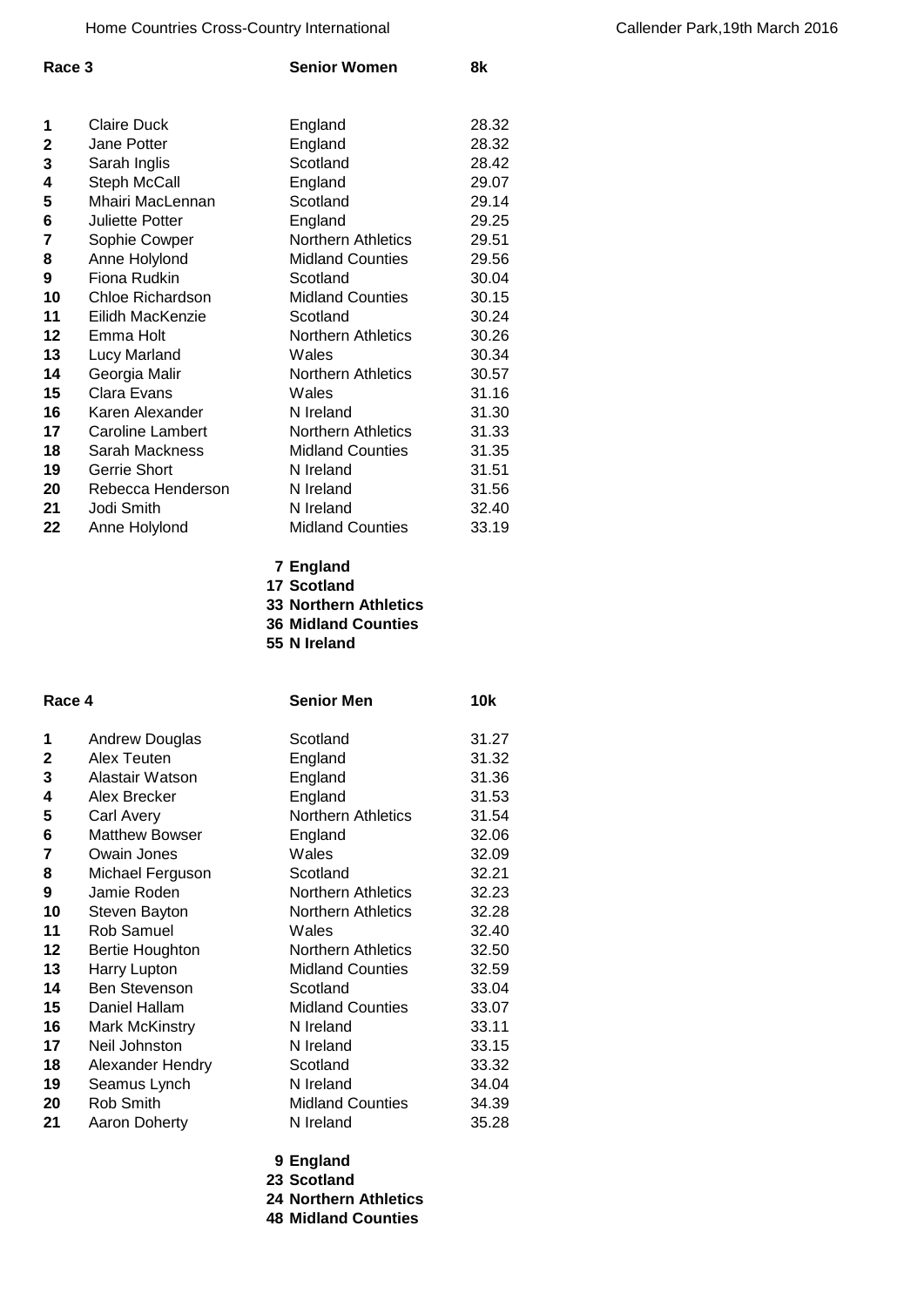Home Countries Cross-Country International — Callender Park, 19th March 2016

## Race 3 — Senior Women — 8k

| Pos | Name | Team | Time |
|---|---|---|---|
| 1 | Claire Duck | England | 28.32 |
| 2 | Jane Potter | England | 28.32 |
| 3 | Sarah Inglis | Scotland | 28.42 |
| 4 | Steph McCall | England | 29.07 |
| 5 | Mhairi MacLennan | Scotland | 29.14 |
| 6 | Juliette Potter | England | 29.25 |
| 7 | Sophie Cowper | Northern Athletics | 29.51 |
| 8 | Anne Holylond | Midland Counties | 29.56 |
| 9 | Fiona Rudkin | Scotland | 30.04 |
| 10 | Chloe Richardson | Midland Counties | 30.15 |
| 11 | Eilidh MacKenzie | Scotland | 30.24 |
| 12 | Emma Holt | Northern Athletics | 30.26 |
| 13 | Lucy Marland | Wales | 30.34 |
| 14 | Georgia Malir | Northern Athletics | 30.57 |
| 15 | Clara Evans | Wales | 31.16 |
| 16 | Karen Alexander | N Ireland | 31.30 |
| 17 | Caroline Lambert | Northern Athletics | 31.33 |
| 18 | Sarah Mackness | Midland Counties | 31.35 |
| 19 | Gerrie Short | N Ireland | 31.51 |
| 20 | Rebecca Henderson | N Ireland | 31.56 |
| 21 | Jodi Smith | N Ireland | 32.40 |
| 22 | Anne Holylond | Midland Counties | 33.19 |

**7 England**
**17 Scotland**
**33 Northern Athletics**
**36 Midland Counties**
**55 N Ireland**

## Race 4 — Senior Men — 10k

| Pos | Name | Team | Time |
|---|---|---|---|
| 1 | Andrew Douglas | Scotland | 31.27 |
| 2 | Alex Teuten | England | 31.32 |
| 3 | Alastair Watson | England | 31.36 |
| 4 | Alex Brecker | England | 31.53 |
| 5 | Carl Avery | Northern Athletics | 31.54 |
| 6 | Matthew Bowser | England | 32.06 |
| 7 | Owain Jones | Wales | 32.09 |
| 8 | Michael Ferguson | Scotland | 32.21 |
| 9 | Jamie Roden | Northern Athletics | 32.23 |
| 10 | Steven Bayton | Northern Athletics | 32.28 |
| 11 | Rob Samuel | Wales | 32.40 |
| 12 | Bertie Houghton | Northern Athletics | 32.50 |
| 13 | Harry Lupton | Midland Counties | 32.59 |
| 14 | Ben Stevenson | Scotland | 33.04 |
| 15 | Daniel Hallam | Midland Counties | 33.07 |
| 16 | Mark McKinstry | N Ireland | 33.11 |
| 17 | Neil Johnston | N Ireland | 33.15 |
| 18 | Alexander Hendry | Scotland | 33.32 |
| 19 | Seamus Lynch | N Ireland | 34.04 |
| 20 | Rob Smith | Midland Counties | 34.39 |
| 21 | Aaron Doherty | N Ireland | 35.28 |

**9 England**
**23 Scotland**
**24 Northern Athletics**
**48 Midland Counties**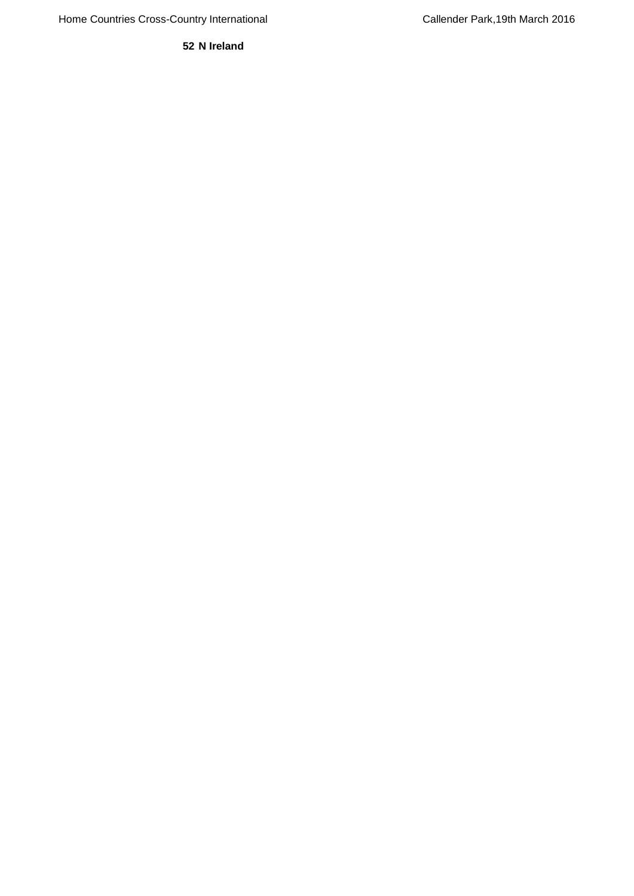**52 N Ireland**